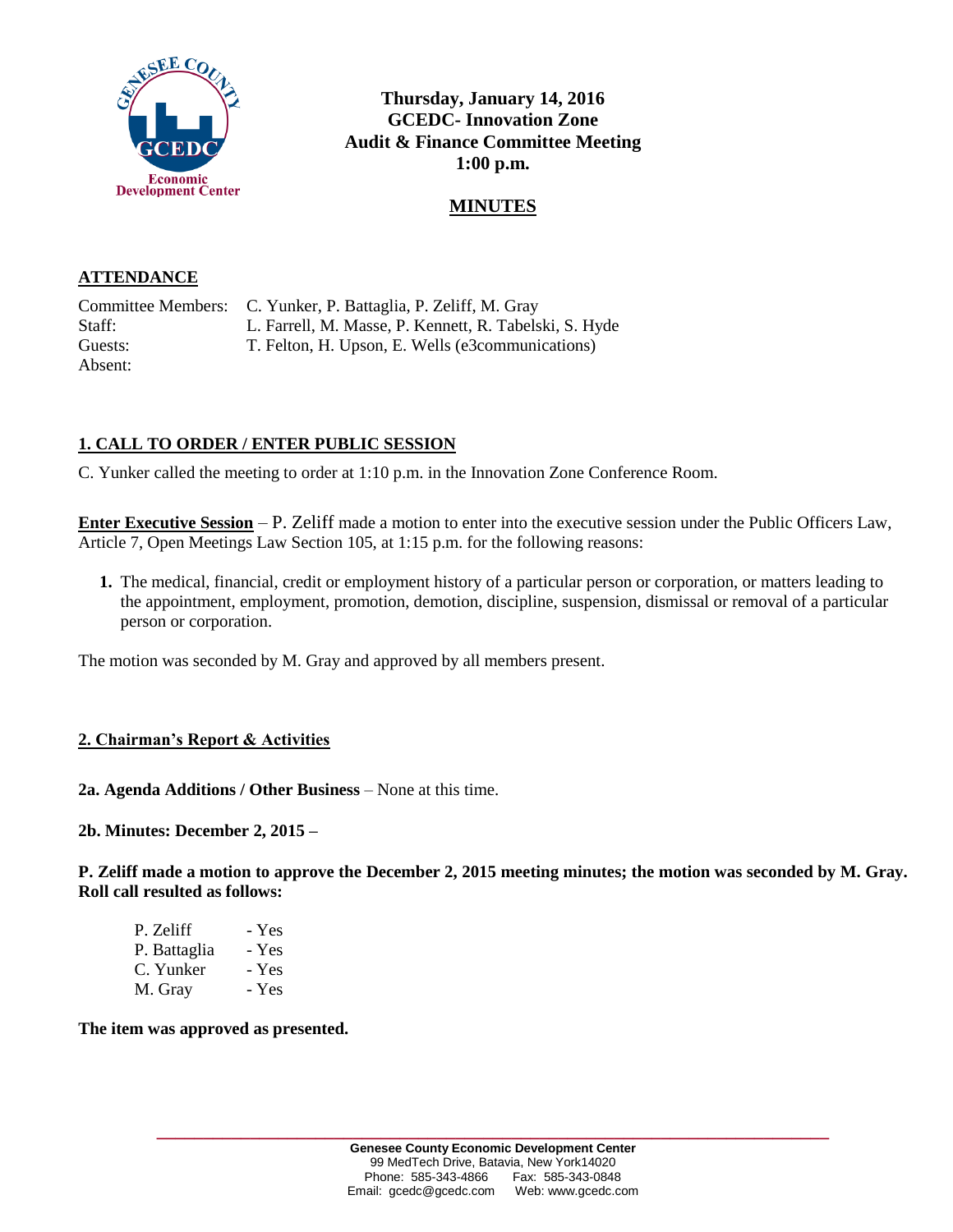**Thursday, January 14, 2016**
**GCEDC- Innovation Zone**
**Audit & Finance Committee Meeting**
**1:00 p.m.**

## MINUTES

### ATTENDANCE

| | |
|---|---|
| Committee Members: | C. Yunker, P. Battaglia, P. Zeliff, M. Gray |
| Staff: | L. Farrell, M. Masse, P. Kennett, R. Tabelski, S. Hyde |
| Guests: | T. Felton, H. Upson, E. Wells (e3communications) |
| Absent: | |

### 1. CALL TO ORDER / ENTER PUBLIC SESSION

C. Yunker called the meeting to order at 1:10 p.m. in the Innovation Zone Conference Room.

**Enter Executive Session** – P. Zeliff made a motion to enter into the executive session under the Public Officers Law, Article 7, Open Meetings Law Section 105, at 1:15 p.m. for the following reasons:

1. The medical, financial, credit or employment history of a particular person or corporation, or matters leading to the appointment, employment, promotion, demotion, discipline, suspension, dismissal or removal of a particular person or corporation.

The motion was seconded by M. Gray and approved by all members present.

### 2. Chairman's Report & Activities

**2a. Agenda Additions / Other Business** – None at this time.

**2b. Minutes: December 2, 2015 –**

**P. Zeliff made a motion to approve the December 2, 2015 meeting minutes; the motion was seconded by M. Gray. Roll call resulted as follows:**

P. Zeliff - Yes
P. Battaglia - Yes
C. Yunker - Yes
M. Gray - Yes

**The item was approved as presented.**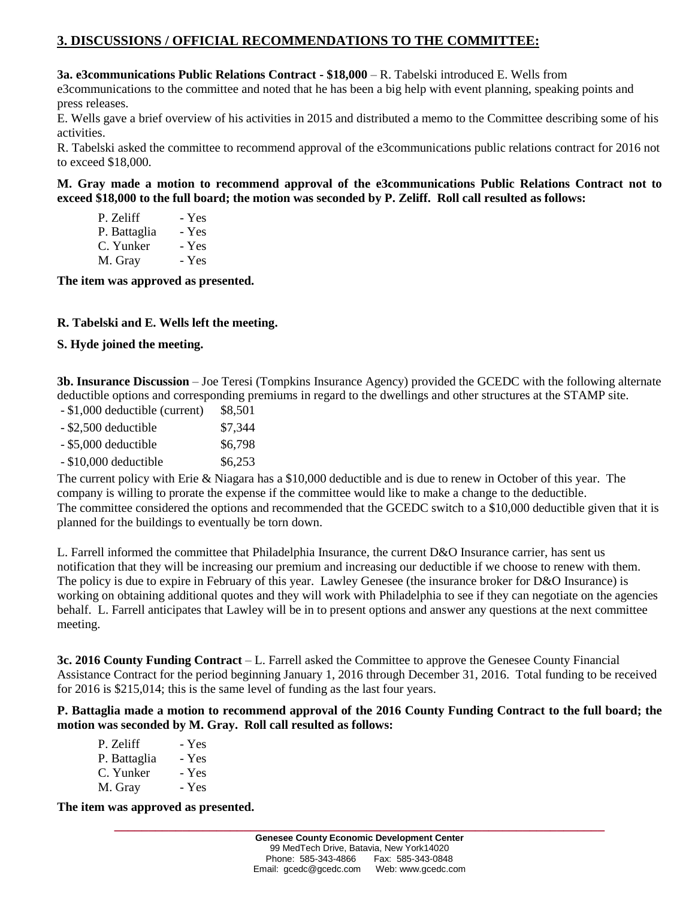## 3. DISCUSSIONS / OFFICIAL RECOMMENDATIONS TO THE COMMITTEE:

**3a. e3communications Public Relations Contract - $18,000** – R. Tabelski introduced E. Wells from e3communications to the committee and noted that he has been a big help with event planning, speaking points and press releases.

E. Wells gave a brief overview of his activities in 2015 and distributed a memo to the Committee describing some of his activities.

R. Tabelski asked the committee to recommend approval of the e3communications public relations contract for 2016 not to exceed $18,000.

**M. Gray made a motion to recommend approval of the e3communications Public Relations Contract not to exceed $18,000 to the full board; the motion was seconded by P. Zeliff. Roll call resulted as follows:**

| | |
|---|---|
| P. Zeliff | - Yes |
| P. Battaglia | - Yes |
| C. Yunker | - Yes |
| M. Gray | - Yes |

**The item was approved as presented.**

**R. Tabelski and E. Wells left the meeting.**

**S. Hyde joined the meeting.**

**3b. Insurance Discussion** – Joe Teresi (Tompkins Insurance Agency) provided the GCEDC with the following alternate deductible options and corresponding premiums in regard to the dwellings and other structures at the STAMP site.

| | |
|---|---|
| - $1,000 deductible (current) | $8,501 |
| - $2,500 deductible | $7,344 |
| - $5,000 deductible | $6,798 |
| - $10,000 deductible | $6,253 |

The current policy with Erie & Niagara has a $10,000 deductible and is due to renew in October of this year. The company is willing to prorate the expense if the committee would like to make a change to the deductible. The committee considered the options and recommended that the GCEDC switch to a $10,000 deductible given that it is planned for the buildings to eventually be torn down.

L. Farrell informed the committee that Philadelphia Insurance, the current D&O Insurance carrier, has sent us notification that they will be increasing our premium and increasing our deductible if we choose to renew with them. The policy is due to expire in February of this year. Lawley Genesee (the insurance broker for D&O Insurance) is working on obtaining additional quotes and they will work with Philadelphia to see if they can negotiate on the agencies behalf. L. Farrell anticipates that Lawley will be in to present options and answer any questions at the next committee meeting.

**3c. 2016 County Funding Contract** – L. Farrell asked the Committee to approve the Genesee County Financial Assistance Contract for the period beginning January 1, 2016 through December 31, 2016. Total funding to be received for 2016 is $215,014; this is the same level of funding as the last four years.

**P. Battaglia made a motion to recommend approval of the 2016 County Funding Contract to the full board; the motion was seconded by M. Gray. Roll call resulted as follows:**

| | |
|---|---|
| P. Zeliff | - Yes |
| P. Battaglia | - Yes |
| C. Yunker | - Yes |
| M. Gray | - Yes |

**The item was approved as presented.**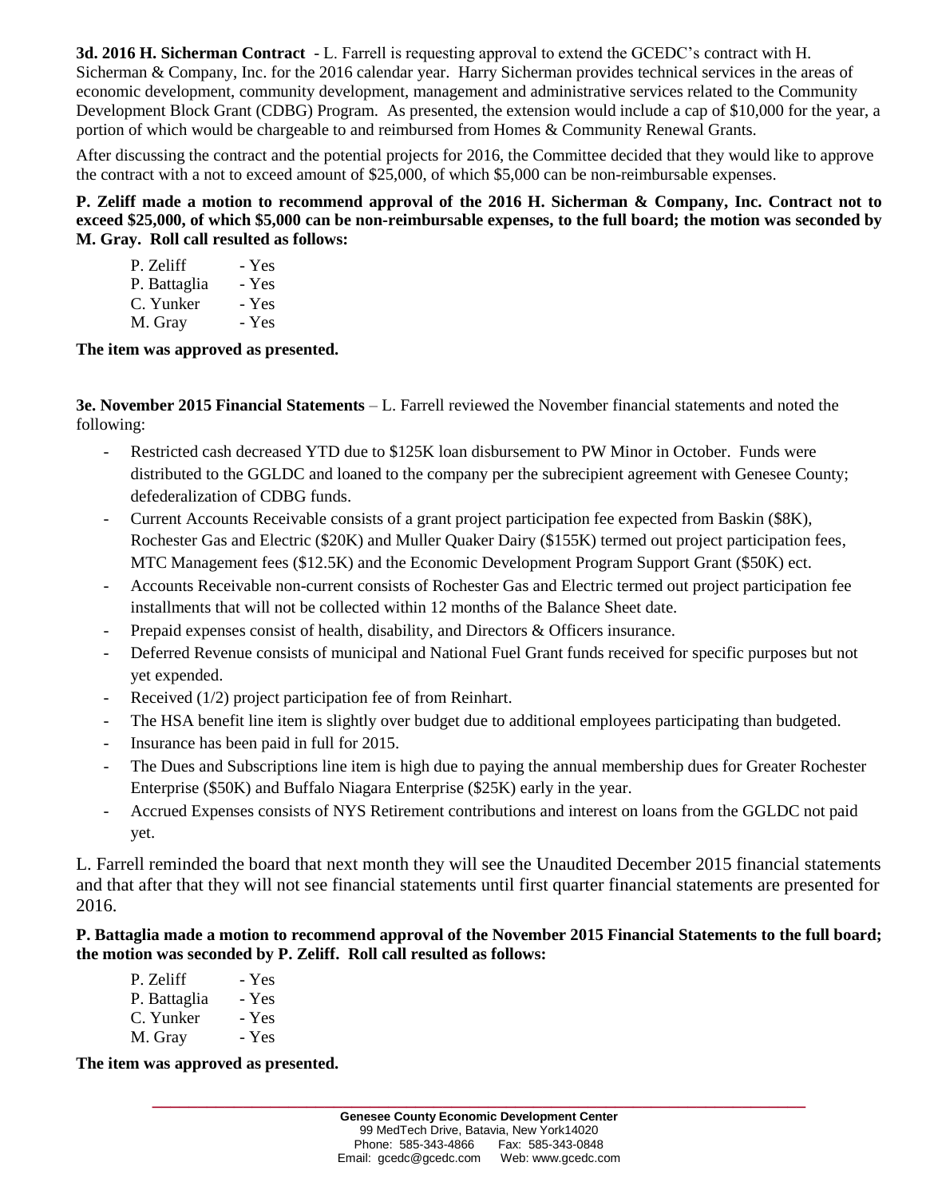**3d. 2016 H. Sicherman Contract** - L. Farrell is requesting approval to extend the GCEDC's contract with H. Sicherman & Company, Inc. for the 2016 calendar year. Harry Sicherman provides technical services in the areas of economic development, community development, management and administrative services related to the Community Development Block Grant (CDBG) Program. As presented, the extension would include a cap of $10,000 for the year, a portion of which would be chargeable to and reimbursed from Homes & Community Renewal Grants.

After discussing the contract and the potential projects for 2016, the Committee decided that they would like to approve the contract with a not to exceed amount of $25,000, of which $5,000 can be non-reimbursable expenses.

**P. Zeliff made a motion to recommend approval of the 2016 H. Sicherman & Company, Inc. Contract not to exceed $25,000, of which $5,000 can be non-reimbursable expenses, to the full board; the motion was seconded by M. Gray. Roll call resulted as follows:**

P. Zeliff - Yes
P. Battaglia - Yes
C. Yunker - Yes
M. Gray - Yes

**The item was approved as presented.**

**3e. November 2015 Financial Statements** – L. Farrell reviewed the November financial statements and noted the following:

- Restricted cash decreased YTD due to $125K loan disbursement to PW Minor in October. Funds were distributed to the GGLDC and loaned to the company per the subrecipient agreement with Genesee County; defederalization of CDBG funds.
- Current Accounts Receivable consists of a grant project participation fee expected from Baskin ($8K), Rochester Gas and Electric ($20K) and Muller Quaker Dairy ($155K) termed out project participation fees, MTC Management fees ($12.5K) and the Economic Development Program Support Grant ($50K) ect.
- Accounts Receivable non-current consists of Rochester Gas and Electric termed out project participation fee installments that will not be collected within 12 months of the Balance Sheet date.
- Prepaid expenses consist of health, disability, and Directors & Officers insurance.
- Deferred Revenue consists of municipal and National Fuel Grant funds received for specific purposes but not yet expended.
- Received (1/2) project participation fee of from Reinhart.
- The HSA benefit line item is slightly over budget due to additional employees participating than budgeted.
- Insurance has been paid in full for 2015.
- The Dues and Subscriptions line item is high due to paying the annual membership dues for Greater Rochester Enterprise ($50K) and Buffalo Niagara Enterprise ($25K) early in the year.
- Accrued Expenses consists of NYS Retirement contributions and interest on loans from the GGLDC not paid yet.

L. Farrell reminded the board that next month they will see the Unaudited December 2015 financial statements and that after that they will not see financial statements until first quarter financial statements are presented for 2016.

**P. Battaglia made a motion to recommend approval of the November 2015 Financial Statements to the full board; the motion was seconded by P. Zeliff. Roll call resulted as follows:**

P. Zeliff - Yes
P. Battaglia - Yes
C. Yunker - Yes
M. Gray - Yes

**The item was approved as presented.**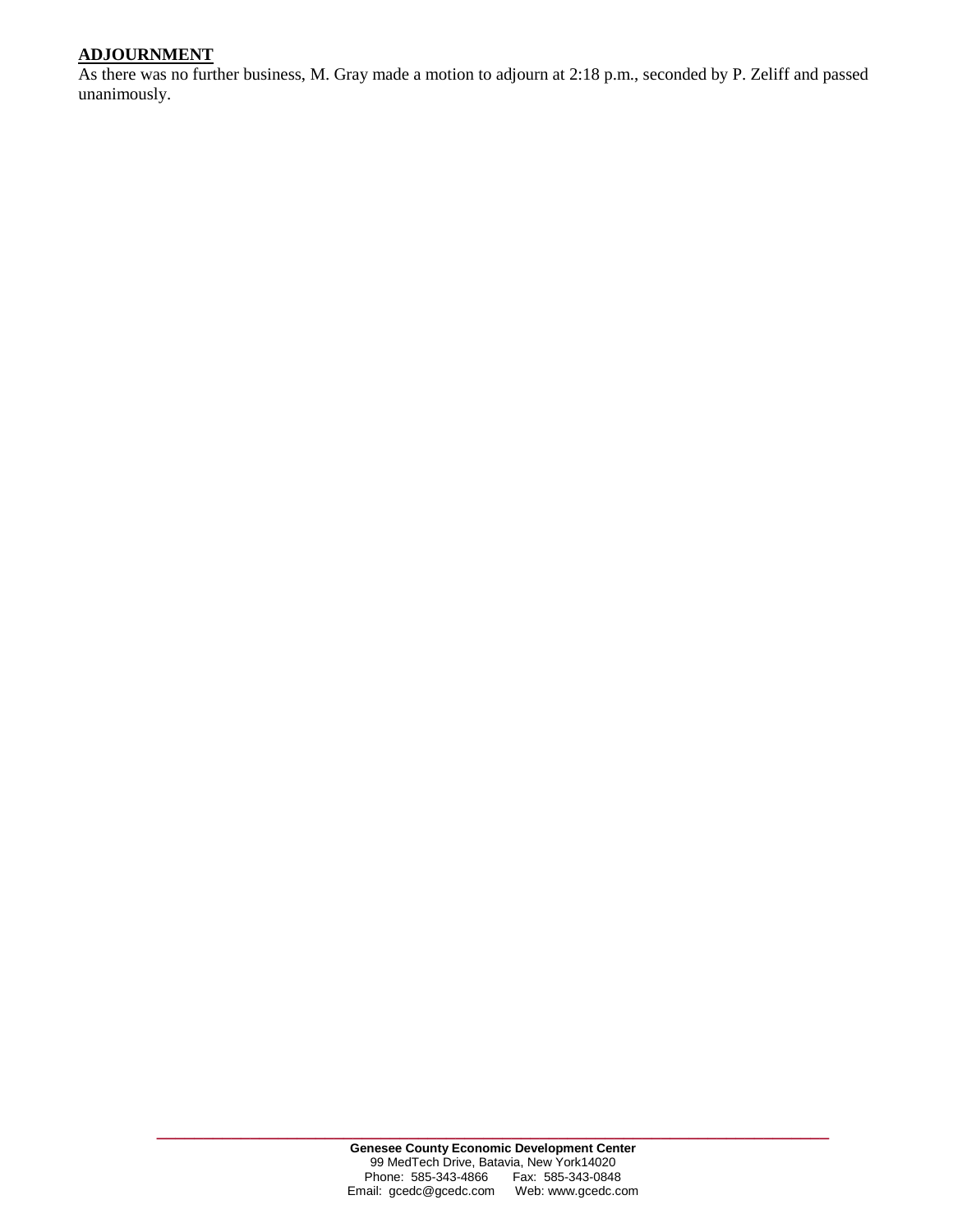**ADJOURNMENT**

As there was no further business, M. Gray made a motion to adjourn at 2:18 p.m., seconded by P. Zeliff and passed unanimously.